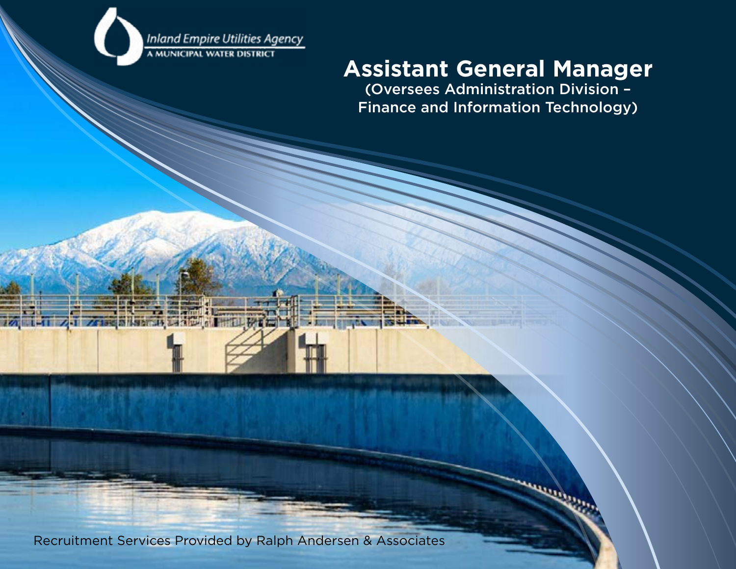Inland Empire Utilities Agency
A MUNICIPAL WATER DISTRICT

# Assistant General Manager

(Oversees Administration Division – Finance and Information Technology)

Recruitment Services Provided by Ralph Andersen & Associates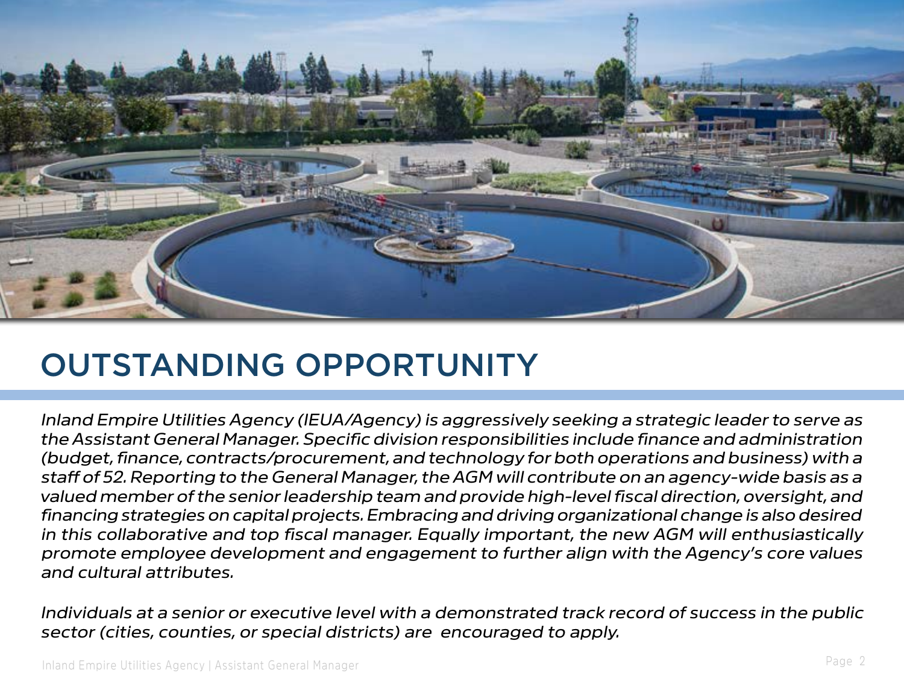# OUTSTANDING OPPORTUNITY

*Inland Empire Utilities Agency (IEUA/Agency) is aggressively seeking a strategic leader to serve as the Assistant General Manager. Specific division responsibilities include finance and administration (budget, finance, contracts/procurement, and technology for both operations and business) with a staff of 52. Reporting to the General Manager, the AGM will contribute on an agency-wide basis as a valued member of the senior leadership team and provide high-level fiscal direction, oversight, and financing strategies on capital projects. Embracing and driving organizational change is also desired in this collaborative and top fiscal manager. Equally important, the new AGM will enthusiastically promote employee development and engagement to further align with the Agency's core values and cultural attributes.*

*Individuals at a senior or executive level with a demonstrated track record of success in the public sector (cities, counties, or special districts) are encouraged to apply.*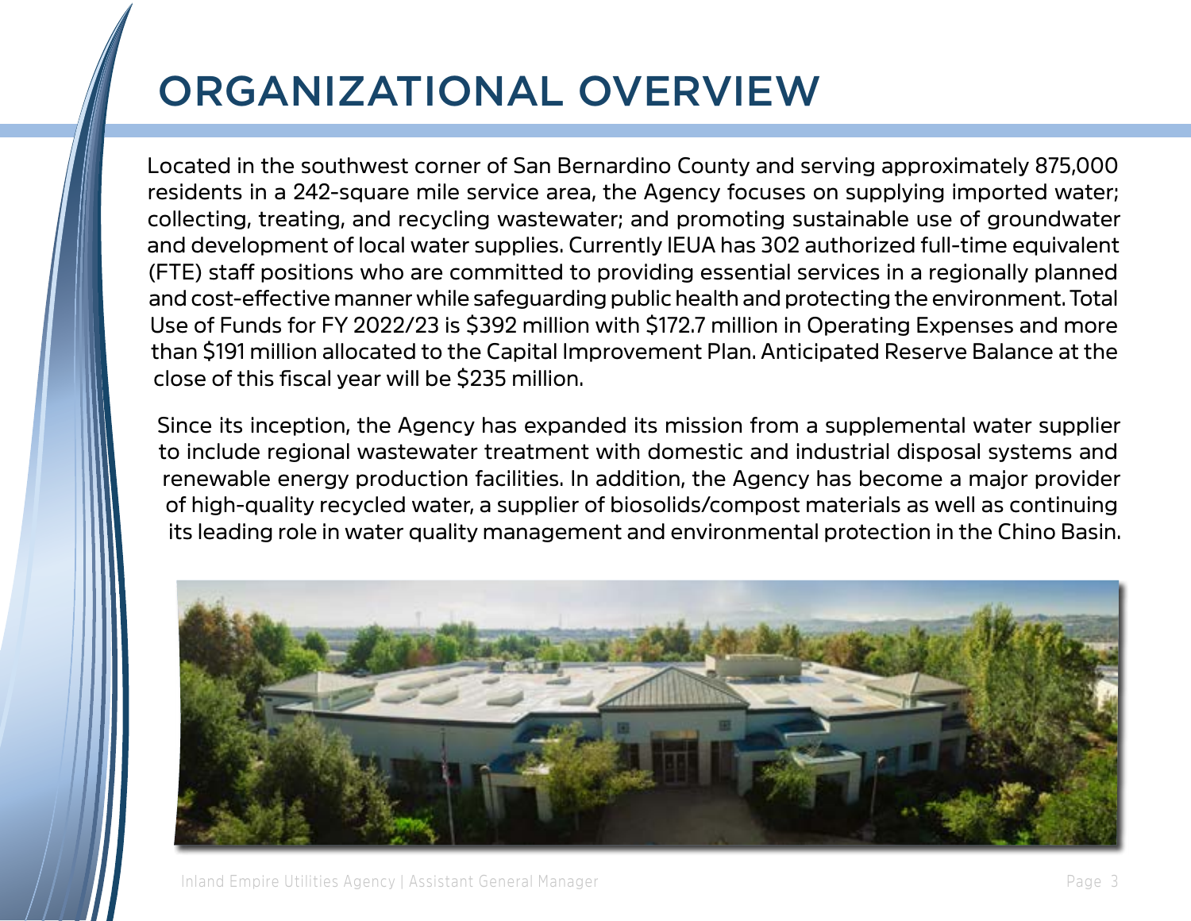# ORGANIZATIONAL OVERVIEW

Located in the southwest corner of San Bernardino County and serving approximately 875,000 residents in a 242-square mile service area, the Agency focuses on supplying imported water; collecting, treating, and recycling wastewater; and promoting sustainable use of groundwater and development of local water supplies. Currently IEUA has 302 authorized full-time equivalent (FTE) staff positions who are committed to providing essential services in a regionally planned and cost-effective manner while safeguarding public health and protecting the environment. Total Use of Funds for FY 2022/23 is $392 million with $172.7 million in Operating Expenses and more than $191 million allocated to the Capital Improvement Plan. Anticipated Reserve Balance at the close of this fiscal year will be $235 million.

Since its inception, the Agency has expanded its mission from a supplemental water supplier to include regional wastewater treatment with domestic and industrial disposal systems and renewable energy production facilities. In addition, the Agency has become a major provider of high-quality recycled water, a supplier of biosolids/compost materials as well as continuing its leading role in water quality management and environmental protection in the Chino Basin.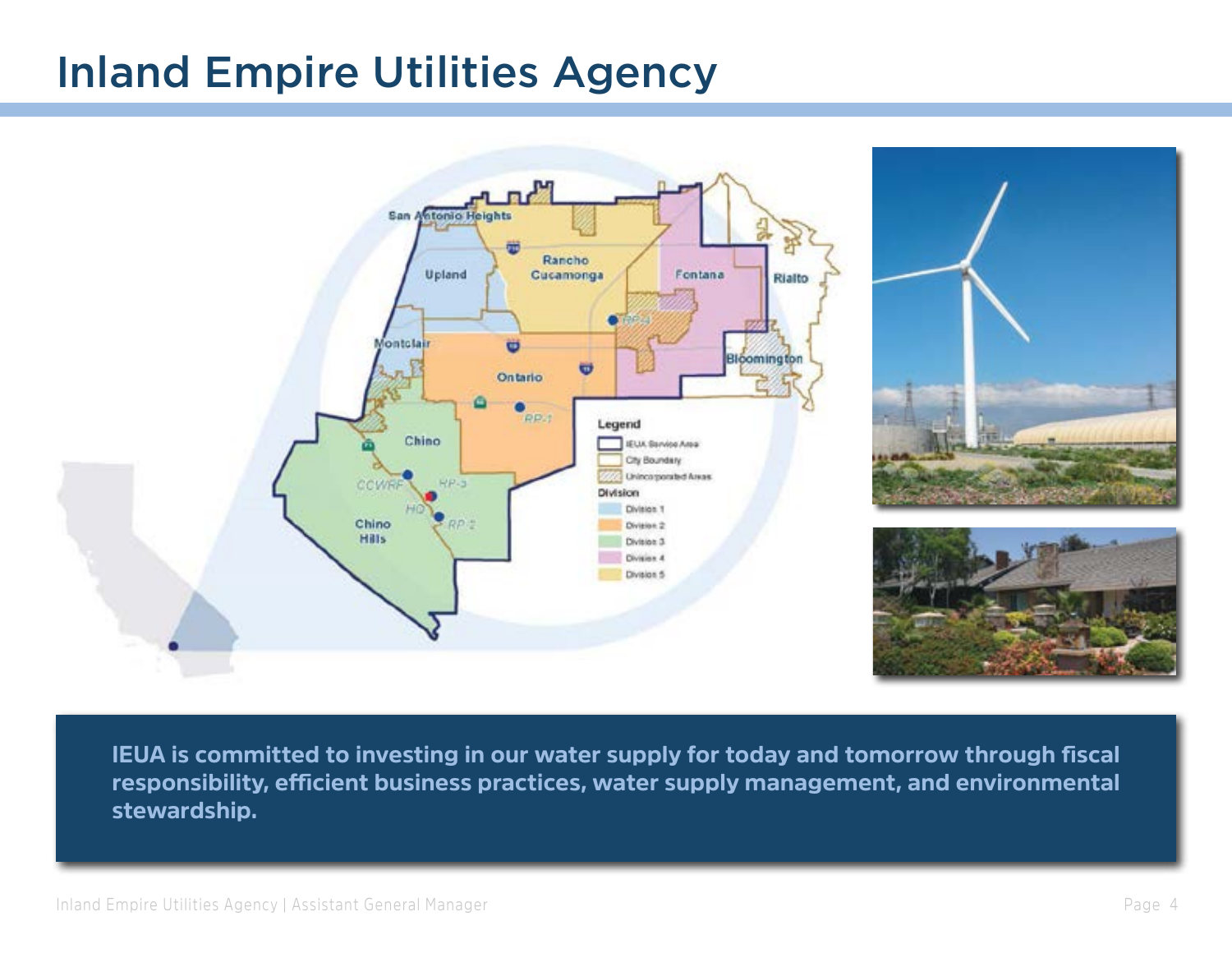# Inland Empire Utilities Agency

**IEUA is committed to investing in our water supply for today and tomorrow through fiscal responsibility, efficient business practices, water supply management, and environmental stewardship.**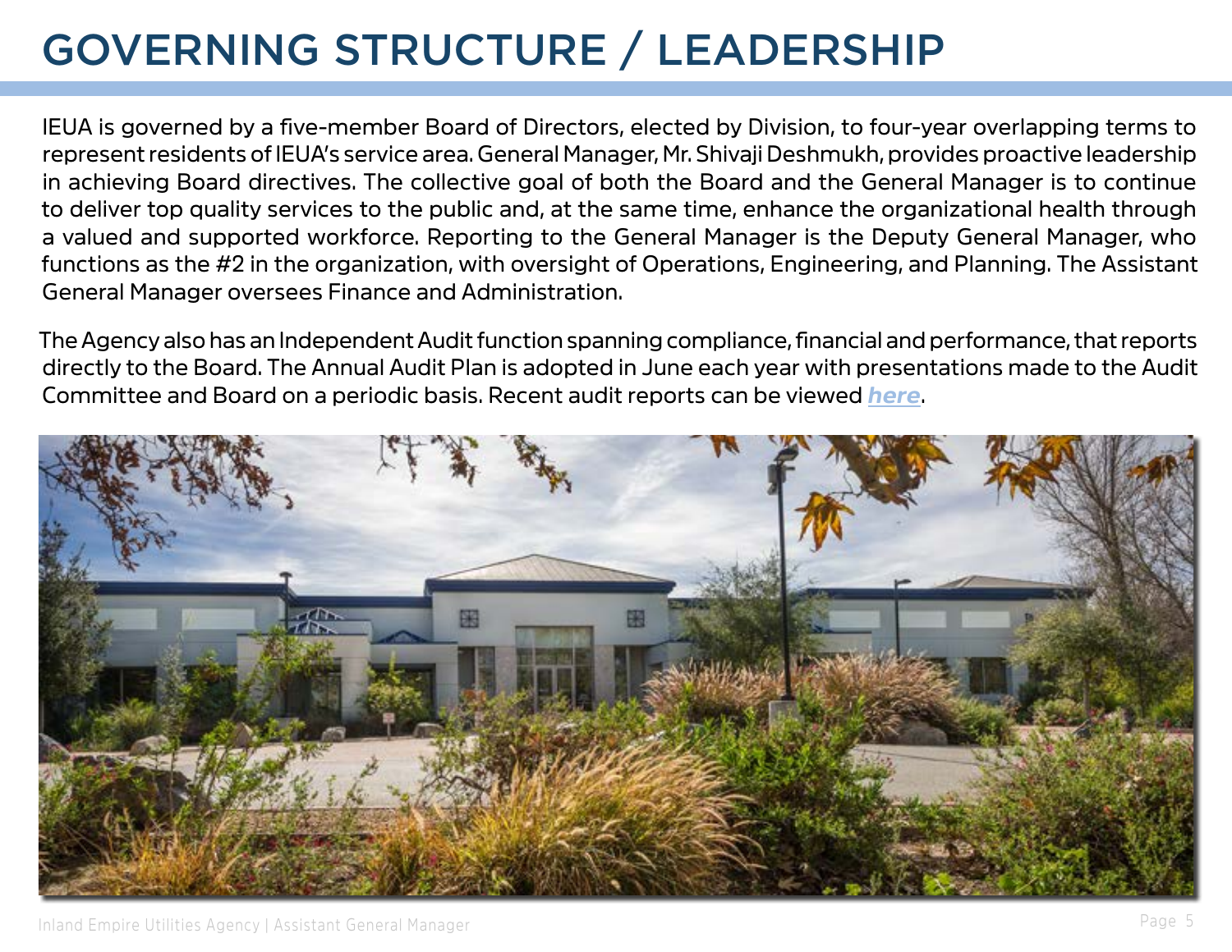# GOVERNING STRUCTURE / LEADERSHIP

IEUA is governed by a five-member Board of Directors, elected by Division, to four-year overlapping terms to represent residents of IEUA's service area. General Manager, Mr. Shivaji Deshmukh, provides proactive leadership in achieving Board directives. The collective goal of both the Board and the General Manager is to continue to deliver top quality services to the public and, at the same time, enhance the organizational health through a valued and supported workforce. Reporting to the General Manager is the Deputy General Manager, who functions as the #2 in the organization, with oversight of Operations, Engineering, and Planning. The Assistant General Manager oversees Finance and Administration.

The Agency also has an Independent Audit function spanning compliance, financial and performance, that reports directly to the Board. The Annual Audit Plan is adopted in June each year with presentations made to the Audit Committee and Board on a periodic basis. Recent audit reports can be viewed ***here***.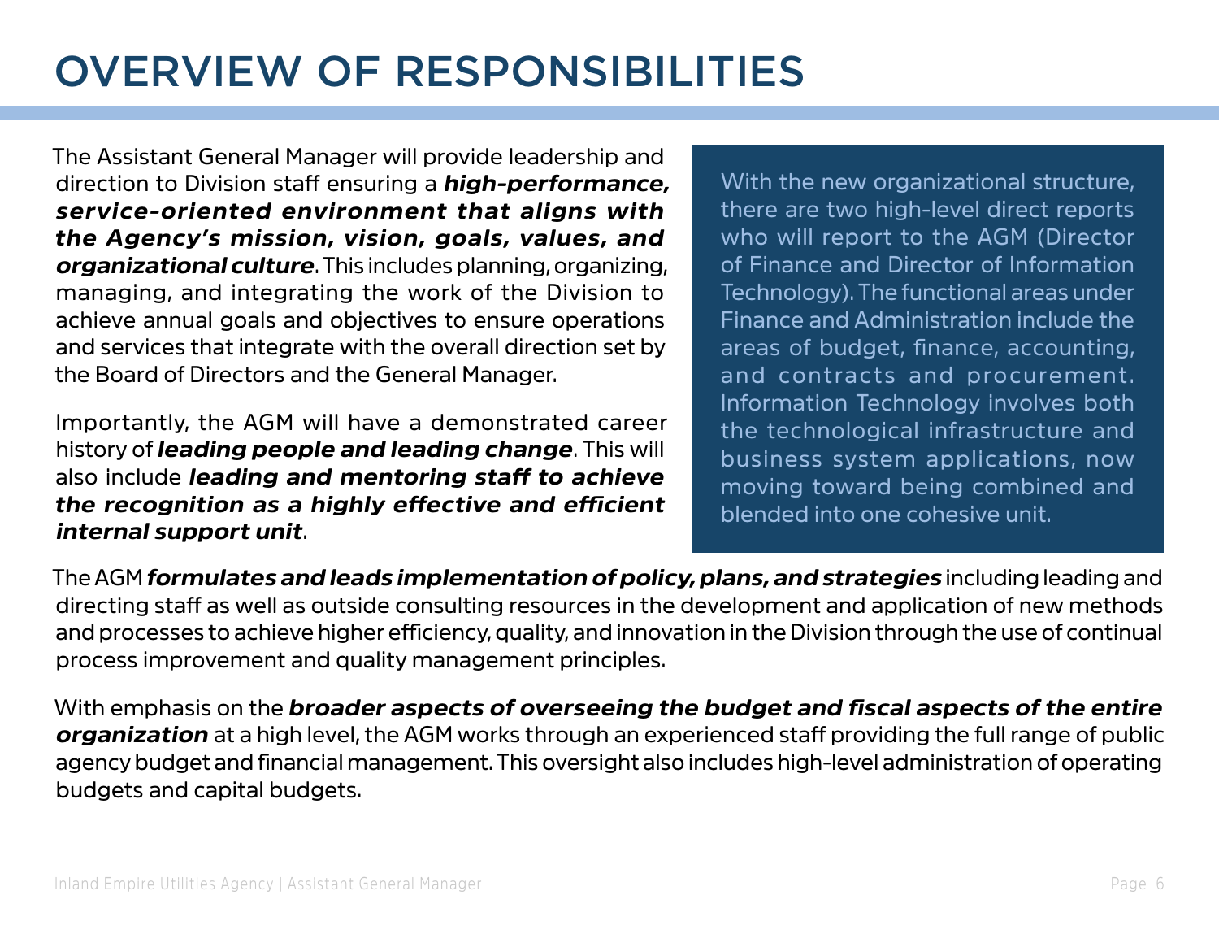# OVERVIEW OF RESPONSIBILITIES

The Assistant General Manager will provide leadership and direction to Division staff ensuring a ***high-performance, service-oriented environment that aligns with the Agency's mission, vision, goals, values, and organizational culture***. This includes planning, organizing, managing, and integrating the work of the Division to achieve annual goals and objectives to ensure operations and services that integrate with the overall direction set by the Board of Directors and the General Manager.

Importantly, the AGM will have a demonstrated career history of ***leading people and leading change***. This will also include ***leading and mentoring staff to achieve the recognition as a highly effective and efficient internal support unit***.

With the new organizational structure, there are two high-level direct reports who will report to the AGM (Director of Finance and Director of Information Technology). The functional areas under Finance and Administration include the areas of budget, finance, accounting, and contracts and procurement. Information Technology involves both the technological infrastructure and business system applications, now moving toward being combined and blended into one cohesive unit.

The AGM ***formulates and leads implementation of policy, plans, and strategies*** including leading and directing staff as well as outside consulting resources in the development and application of new methods and processes to achieve higher efficiency, quality, and innovation in the Division through the use of continual process improvement and quality management principles.

With emphasis on the ***broader aspects of overseeing the budget and fiscal aspects of the entire organization*** at a high level, the AGM works through an experienced staff providing the full range of public agency budget and financial management. This oversight also includes high-level administration of operating budgets and capital budgets.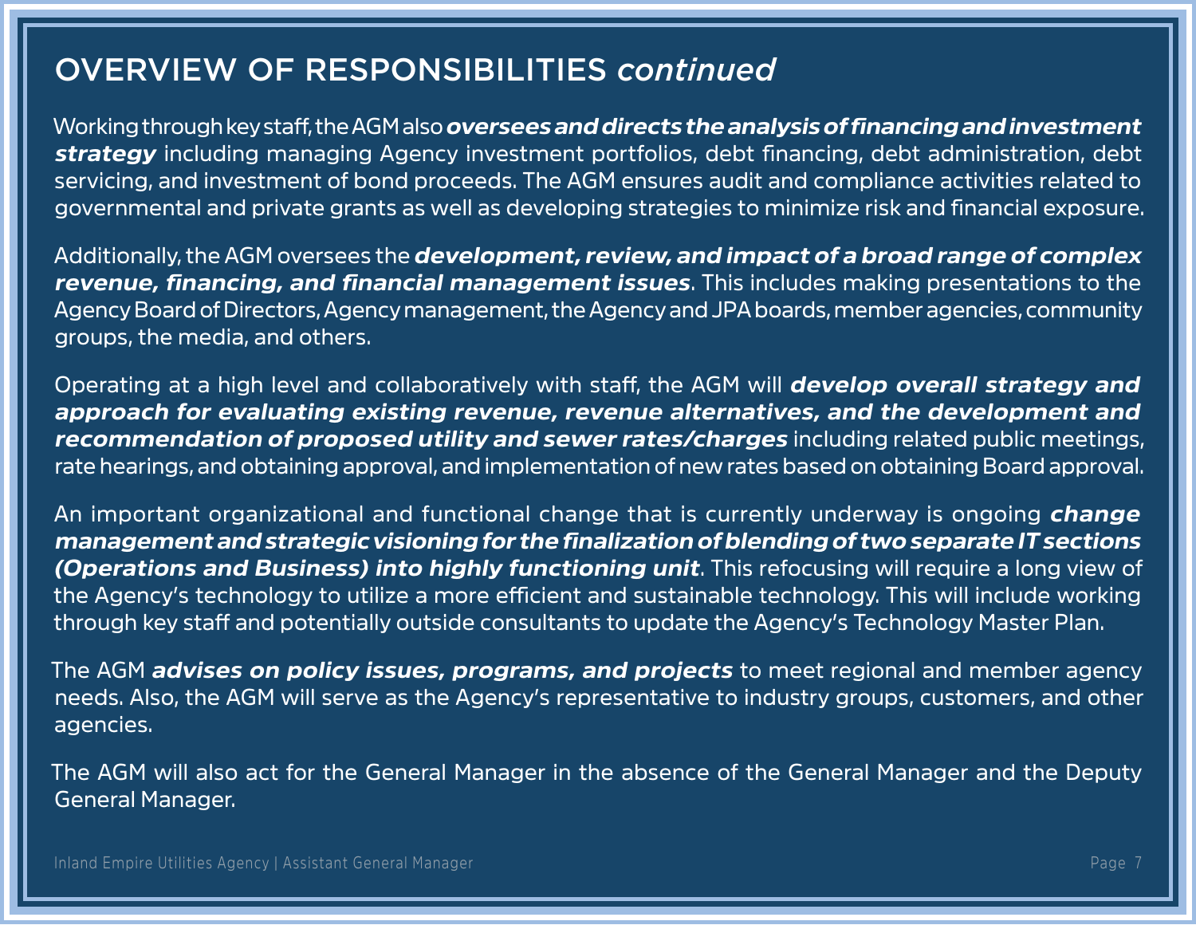## OVERVIEW OF RESPONSIBILITIES *continued*

Working through key staff, the AGM also ***oversees and directs the analysis of financing and investment strategy*** including managing Agency investment portfolios, debt financing, debt administration, debt servicing, and investment of bond proceeds. The AGM ensures audit and compliance activities related to governmental and private grants as well as developing strategies to minimize risk and financial exposure.

Additionally, the AGM oversees the ***development, review, and impact of a broad range of complex revenue, financing, and financial management issues***. This includes making presentations to the Agency Board of Directors, Agency management, the Agency and JPA boards, member agencies, community groups, the media, and others.

Operating at a high level and collaboratively with staff, the AGM will ***develop overall strategy and approach for evaluating existing revenue, revenue alternatives, and the development and recommendation of proposed utility and sewer rates/charges*** including related public meetings, rate hearings, and obtaining approval, and implementation of new rates based on obtaining Board approval.

An important organizational and functional change that is currently underway is ongoing ***change management and strategic visioning for the finalization of blending of two separate IT sections (Operations and Business) into highly functioning unit***. This refocusing will require a long view of the Agency's technology to utilize a more efficient and sustainable technology. This will include working through key staff and potentially outside consultants to update the Agency's Technology Master Plan.

The AGM ***advises on policy issues, programs, and projects*** to meet regional and member agency needs. Also, the AGM will serve as the Agency's representative to industry groups, customers, and other agencies.

The AGM will also act for the General Manager in the absence of the General Manager and the Deputy General Manager.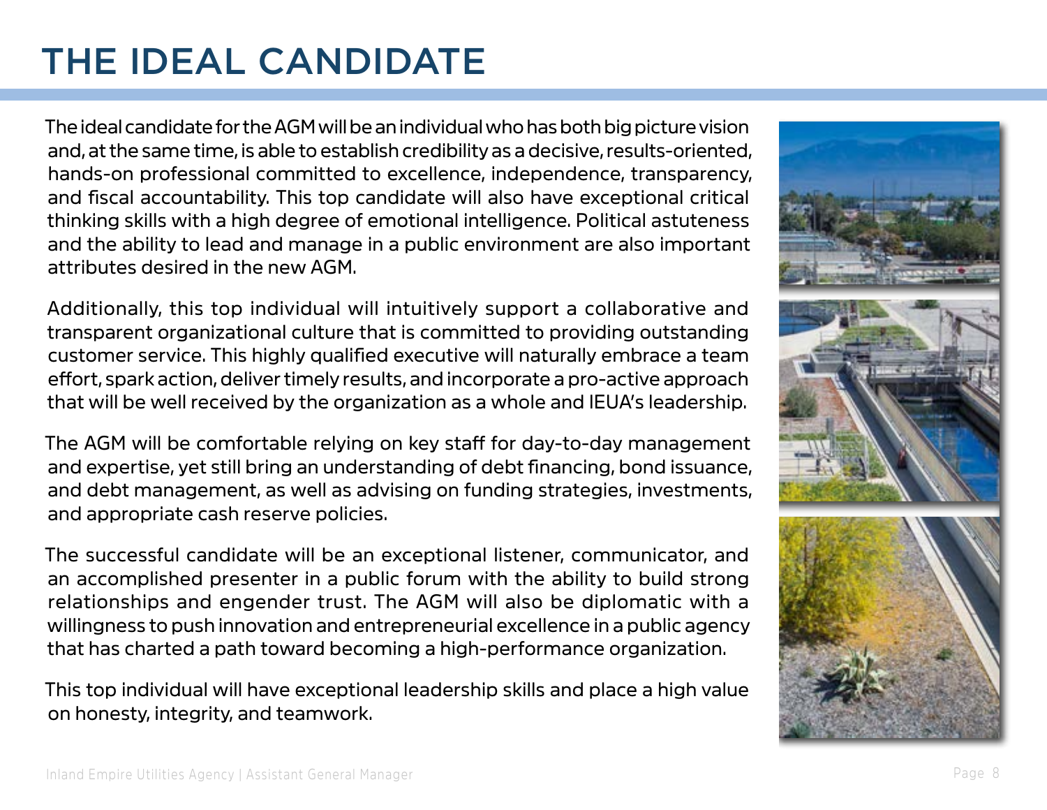# THE IDEAL CANDIDATE

The ideal candidate for the AGM will be an individual who has both big picture vision and, at the same time, is able to establish credibility as a decisive, results-oriented, hands-on professional committed to excellence, independence, transparency, and fiscal accountability. This top candidate will also have exceptional critical thinking skills with a high degree of emotional intelligence. Political astuteness and the ability to lead and manage in a public environment are also important attributes desired in the new AGM.

Additionally, this top individual will intuitively support a collaborative and transparent organizational culture that is committed to providing outstanding customer service. This highly qualified executive will naturally embrace a team effort, spark action, deliver timely results, and incorporate a pro-active approach that will be well received by the organization as a whole and IEUA's leadership.

The AGM will be comfortable relying on key staff for day-to-day management and expertise, yet still bring an understanding of debt financing, bond issuance, and debt management, as well as advising on funding strategies, investments, and appropriate cash reserve policies.

The successful candidate will be an exceptional listener, communicator, and an accomplished presenter in a public forum with the ability to build strong relationships and engender trust. The AGM will also be diplomatic with a willingness to push innovation and entrepreneurial excellence in a public agency that has charted a path toward becoming a high-performance organization.

This top individual will have exceptional leadership skills and place a high value on honesty, integrity, and teamwork.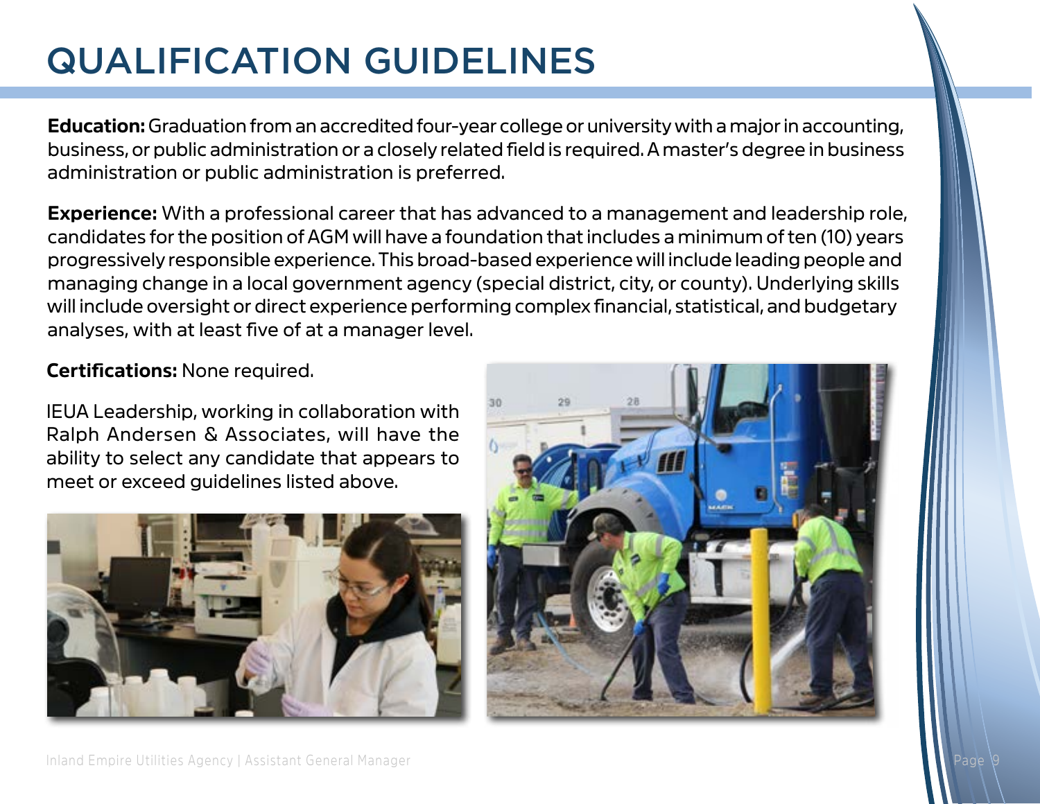# QUALIFICATION GUIDELINES

**Education:** Graduation from an accredited four-year college or university with a major in accounting, business, or public administration or a closely related field is required. A master's degree in business administration or public administration is preferred.

**Experience:** With a professional career that has advanced to a management and leadership role, candidates for the position of AGM will have a foundation that includes a minimum of ten (10) years progressively responsible experience. This broad-based experience will include leading people and managing change in a local government agency (special district, city, or county). Underlying skills will include oversight or direct experience performing complex financial, statistical, and budgetary analyses, with at least five of at a manager level.

**Certifications:** None required.

IEUA Leadership, working in collaboration with Ralph Andersen & Associates, will have the ability to select any candidate that appears to meet or exceed guidelines listed above.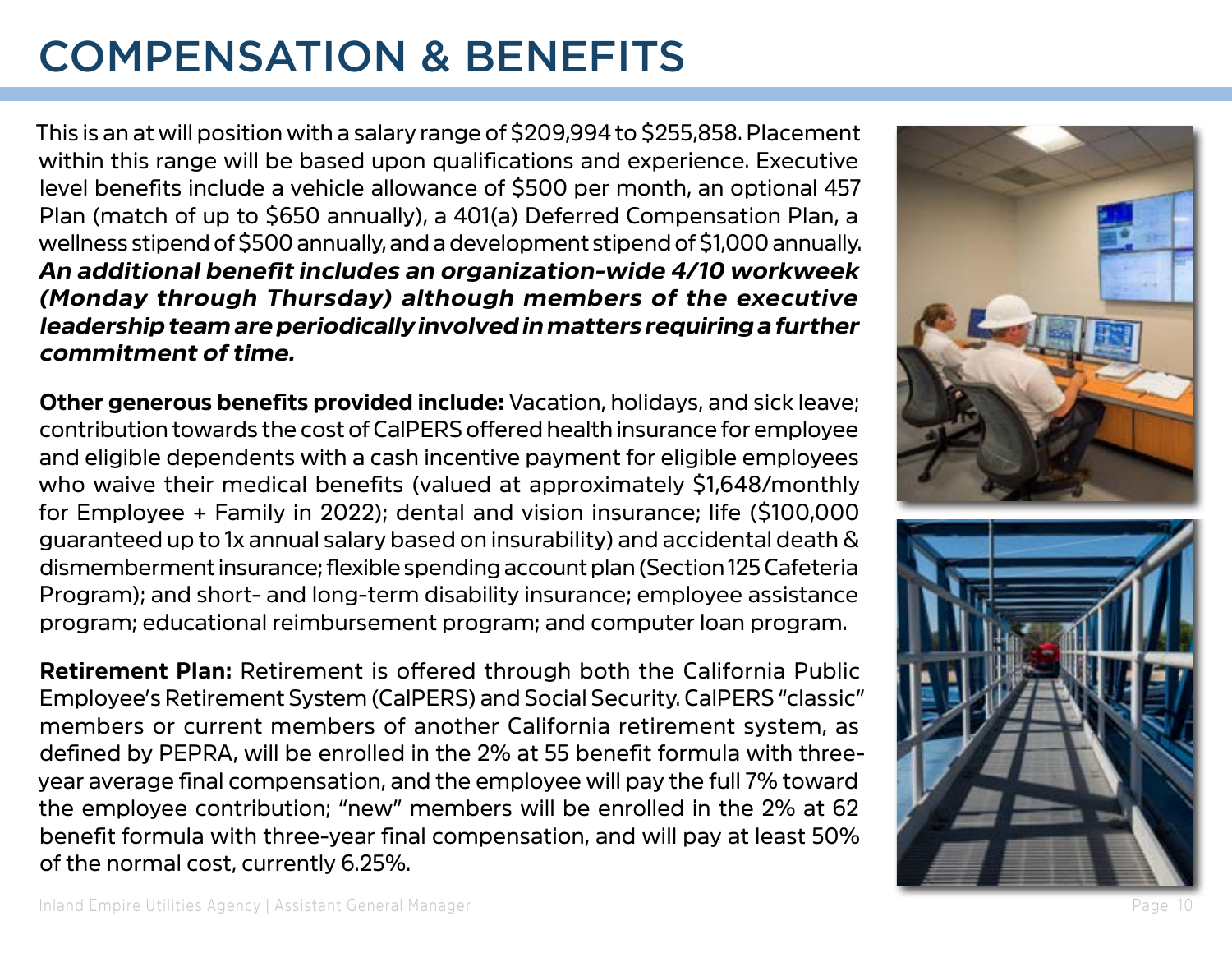# COMPENSATION & BENEFITS

This is an at will position with a salary range of $209,994 to $255,858. Placement within this range will be based upon qualifications and experience. Executive level benefits include a vehicle allowance of $500 per month, an optional 457 Plan (match of up to $650 annually), a 401(a) Deferred Compensation Plan, a wellness stipend of $500 annually, and a development stipend of $1,000 annually. ***An additional benefit includes an organization-wide 4/10 workweek (Monday through Thursday) although members of the executive leadership team are periodically involved in matters requiring a further commitment of time.***

**Other generous benefits provided include:** Vacation, holidays, and sick leave; contribution towards the cost of CalPERS offered health insurance for employee and eligible dependents with a cash incentive payment for eligible employees who waive their medical benefits (valued at approximately $1,648/monthly for Employee + Family in 2022); dental and vision insurance; life ($100,000 guaranteed up to 1x annual salary based on insurability) and accidental death & dismemberment insurance; flexible spending account plan (Section 125 Cafeteria Program); and short- and long-term disability insurance; employee assistance program; educational reimbursement program; and computer loan program.

**Retirement Plan:** Retirement is offered through both the California Public Employee's Retirement System (CalPERS) and Social Security. CalPERS "classic" members or current members of another California retirement system, as defined by PEPRA, will be enrolled in the 2% at 55 benefit formula with three-year average final compensation, and the employee will pay the full 7% toward the employee contribution; "new" members will be enrolled in the 2% at 62 benefit formula with three-year final compensation, and will pay at least 50% of the normal cost, currently 6.25%.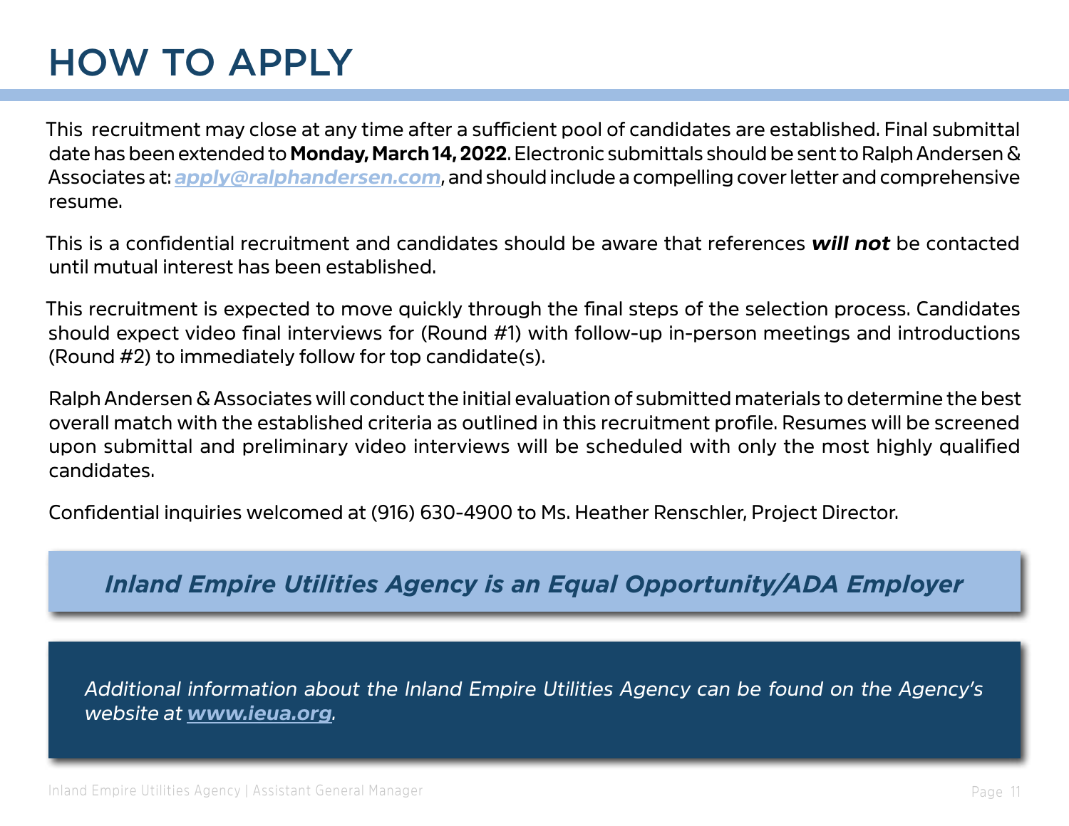# HOW TO APPLY

This recruitment may close at any time after a sufficient pool of candidates are established. Final submittal date has been extended to **Monday, March 14, 2022**. Electronic submittals should be sent to Ralph Andersen & Associates at: ***apply@ralphandersen.com***, and should include a compelling cover letter and comprehensive resume.

This is a confidential recruitment and candidates should be aware that references ***will not*** be contacted until mutual interest has been established.

This recruitment is expected to move quickly through the final steps of the selection process. Candidates should expect video final interviews for (Round #1) with follow-up in-person meetings and introductions (Round #2) to immediately follow for top candidate(s).

Ralph Andersen & Associates will conduct the initial evaluation of submitted materials to determine the best overall match with the established criteria as outlined in this recruitment profile. Resumes will be screened upon submittal and preliminary video interviews will be scheduled with only the most highly qualified candidates.

Confidential inquiries welcomed at (916) 630-4900 to Ms. Heather Renschler, Project Director.

***Inland Empire Utilities Agency is an Equal Opportunity/ADA Employer***

*Additional information about the Inland Empire Utilities Agency can be found on the Agency's website at **www.ieua.org**.*